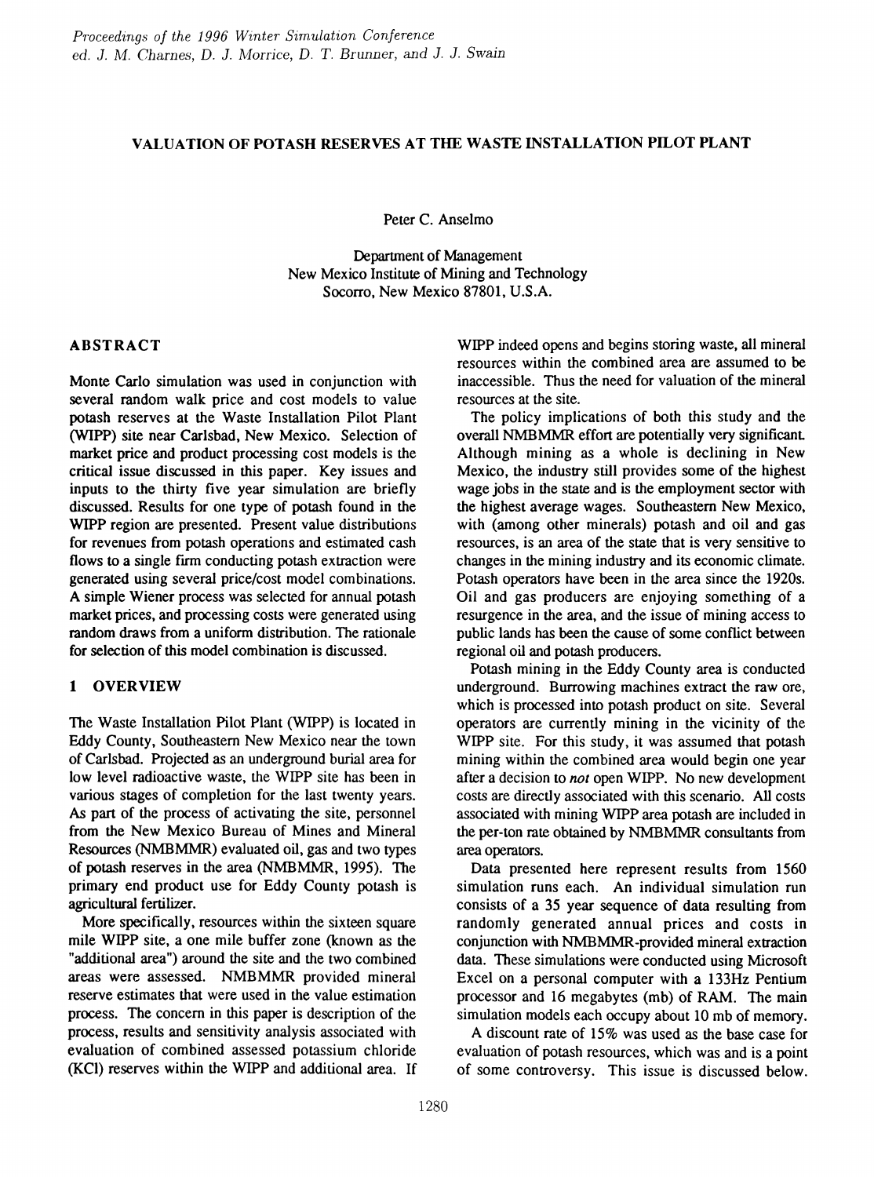# VALUATION OF POTASH RESERVES AT THE WASTE INSTALLATION PILOT PLANT

Peter C. Anselmo

Department of Management
New Mexico Institute of Mining and Technology
Socorro, New Mexico 87801, U.S.A.

## ABSTRACT

Monte Carlo simulation was used in conjunction with several random walk price and cost models to value potash reserves at the Waste Installation Pilot Plant (WIPP) site near Carlsbad, New Mexico. Selection of market price and product processing cost models is the critical issue discussed in this paper. Key issues and inputs to the thirty five year simulation are briefly discussed. Results for one type of potash found in the WIPP region are presented. Present value distributions for revenues from potash operations and estimated cash flows to a single firm conducting potash extraction were generated using several price/cost model combinations. A simple Wiener process was selected for annual potash market prices, and processing costs were generated using random draws from a uniform distribution. The rationale for selection of this model combination is discussed.

## 1 OVERVIEW

The Waste Installation Pilot Plant (WIPP) is located in Eddy County, Southeastern New Mexico near the town of Carlsbad. Projected as an underground burial area for low level radioactive waste, the WIPP site has been in various stages of completion for the last twenty years. As part of the process of activating the site, personnel from the New Mexico Bureau of Mines and Mineral Resources (NMBMMR) evaluated oil, gas and two types of potash reserves in the area (NMBMMR, 1995). The primary end product use for Eddy County potash is agricultural fertilizer.

More specifically, resources within the sixteen square mile WIPP site, a one mile buffer zone (known as the "additional area") around the site and the two combined areas were assessed. NMBMMR provided mineral reserve estimates that were used in the value estimation process. The concern in this paper is description of the process, results and sensitivity analysis associated with evaluation of combined assessed potassium chloride (KCl) reserves within the WIPP and additional area. If WIPP indeed opens and begins storing waste, all mineral resources within the combined area are assumed to be inaccessible. Thus the need for valuation of the mineral resources at the site.

The policy implications of both this study and the overall NMBMMR effort are potentially very significant. Although mining as a whole is declining in New Mexico, the industry still provides some of the highest wage jobs in the state and is the employment sector with the highest average wages. Southeastern New Mexico, with (among other minerals) potash and oil and gas resources, is an area of the state that is very sensitive to changes in the mining industry and its economic climate. Potash operators have been in the area since the 1920s. Oil and gas producers are enjoying something of a resurgence in the area, and the issue of mining access to public lands has been the cause of some conflict between regional oil and potash producers.

Potash mining in the Eddy County area is conducted underground. Burrowing machines extract the raw ore, which is processed into potash product on site. Several operators are currently mining in the vicinity of the WIPP site. For this study, it was assumed that potash mining within the combined area would begin one year after a decision to *not* open WIPP. No new development costs are directly associated with this scenario. All costs associated with mining WIPP area potash are included in the per-ton rate obtained by NMBMMR consultants from area operators.

Data presented here represent results from 1560 simulation runs each. An individual simulation run consists of a 35 year sequence of data resulting from randomly generated annual prices and costs in conjunction with NMBMMR-provided mineral extraction data. These simulations were conducted using Microsoft Excel on a personal computer with a 133Hz Pentium processor and 16 megabytes (mb) of RAM. The main simulation models each occupy about 10 mb of memory.

A discount rate of 15% was used as the base case for evaluation of potash resources, which was and is a point of some controversy. This issue is discussed below.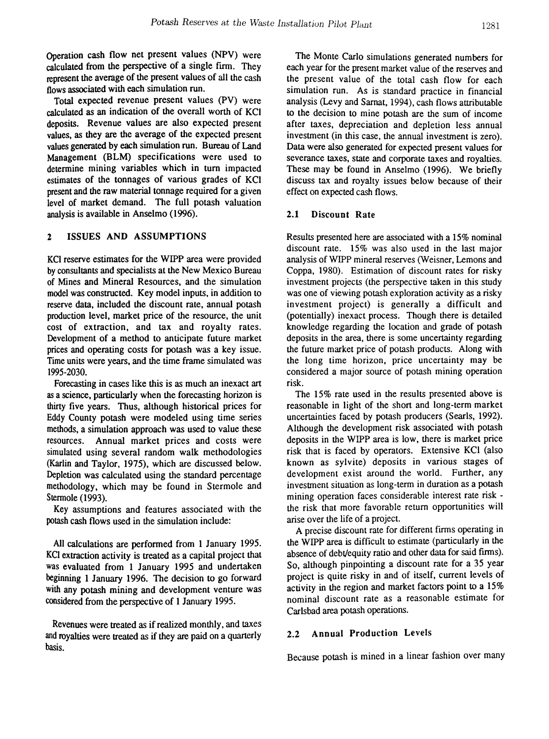Operation cash flow net present values (NPV) were calculated from the perspective of a single firm. They represent the average of the present values of all the cash flows associated with each simulation run.

Total expected revenue present values (PV) were calculated as an indication of the overall worth of KCl deposits. Revenue values are also expected present values, as they are the average of the expected present values generated by each simulation run. Bureau of Land Management (BLM) specifications were used to determine mining variables which in turn impacted estimates of the tonnages of various grades of KCl present and the raw material tonnage required for a given level of market demand. The full potash valuation analysis is available in Anselmo (1996).

## 2 ISSUES AND ASSUMPTIONS

KCl reserve estimates for the WIPP area were provided by consultants and specialists at the New Mexico Bureau of Mines and Mineral Resources, and the simulation model was constructed. Key model inputs, in addition to reserve data, included the discount rate, annual potash production level, market price of the resource, the unit cost of extraction, and tax and royalty rates. Development of a method to anticipate future market prices and operating costs for potash was a key issue. Time units were years, and the time frame simulated was 1995-2030.

Forecasting in cases like this is as much an inexact art as a science, particularly when the forecasting horizon is thirty five years. Thus, although historical prices for Eddy County potash were modeled using time series methods, a simulation approach was used to value these resources. Annual market prices and costs were simulated using several random walk methodologies (Karlin and Taylor, 1975), which are discussed below. Depletion was calculated using the standard percentage methodology, which may be found in Stermole and Stermole (1993).

Key assumptions and features associated with the potash cash flows used in the simulation include:

All calculations are performed from 1 January 1995. KCl extraction activity is treated as a capital project that was evaluated from 1 January 1995 and undertaken beginning 1 January 1996. The decision to go forward with any potash mining and development venture was considered from the perspective of 1 January 1995.

Revenues were treated as if realized monthly, and taxes and royalties were treated as if they are paid on a quarterly basis.

The Monte Carlo simulations generated numbers for each year for the present market value of the reserves and the present value of the total cash flow for each simulation run. As is standard practice in financial analysis (Levy and Sarnat, 1994), cash flows attributable to the decision to mine potash are the sum of income after taxes, depreciation and depletion less annual investment (in this case, the annual investment is zero). Data were also generated for expected present values for severance taxes, state and corporate taxes and royalties. These may be found in Anselmo (1996). We briefly discuss tax and royalty issues below because of their effect on expected cash flows.

### 2.1 Discount Rate

Results presented here are associated with a 15% nominal discount rate. 15% was also used in the last major analysis of WIPP mineral reserves (Weisner, Lemons and Coppa, 1980). Estimation of discount rates for risky investment projects (the perspective taken in this study was one of viewing potash exploration activity as a risky investment project) is generally a difficult and (potentially) inexact process. Though there is detailed knowledge regarding the location and grade of potash deposits in the area, there is some uncertainty regarding the future market price of potash products. Along with the long time horizon, price uncertainty may be considered a major source of potash mining operation risk.

The 15% rate used in the results presented above is reasonable in light of the short and long-term market uncertainties faced by potash producers (Searls, 1992). Although the development risk associated with potash deposits in the WIPP area is low, there is market price risk that is faced by operators. Extensive KCl (also known as sylvite) deposits in various stages of development exist around the world. Further, any investment situation as long-term in duration as a potash mining operation faces considerable interest rate risk - the risk that more favorable return opportunities will arise over the life of a project.

A precise discount rate for different firms operating in the WIPP area is difficult to estimate (particularly in the absence of debt/equity ratio and other data for said firms). So, although pinpointing a discount rate for a 35 year project is quite risky in and of itself, current levels of activity in the region and market factors point to a 15% nominal discount rate as a reasonable estimate for Carlsbad area potash operations.

### 2.2 Annual Production Levels

Because potash is mined in a linear fashion over many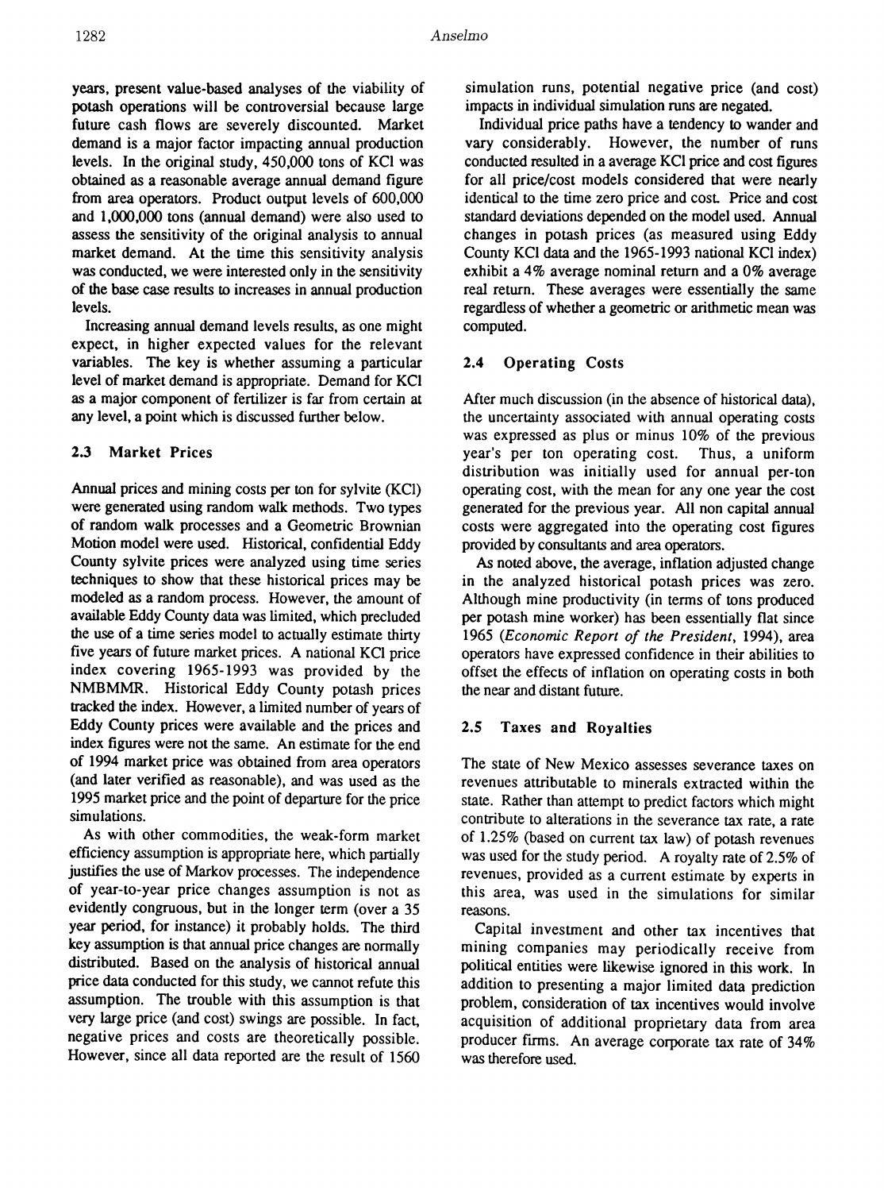years, present value-based analyses of the viability of potash operations will be controversial because large future cash flows are severely discounted. Market demand is a major factor impacting annual production levels. In the original study, 450,000 tons of KCl was obtained as a reasonable average annual demand figure from area operators. Product output levels of 600,000 and 1,000,000 tons (annual demand) were also used to assess the sensitivity of the original analysis to annual market demand. At the time this sensitivity analysis was conducted, we were interested only in the sensitivity of the base case results to increases in annual production levels.

Increasing annual demand levels results, as one might expect, in higher expected values for the relevant variables. The key is whether assuming a particular level of market demand is appropriate. Demand for KCl as a major component of fertilizer is far from certain at any level, a point which is discussed further below.

### 2.3 Market Prices

Annual prices and mining costs per ton for sylvite (KCl) were generated using random walk methods. Two types of random walk processes and a Geometric Brownian Motion model were used. Historical, confidential Eddy County sylvite prices were analyzed using time series techniques to show that these historical prices may be modeled as a random process. However, the amount of available Eddy County data was limited, which precluded the use of a time series model to actually estimate thirty five years of future market prices. A national KCl price index covering 1965-1993 was provided by the NMBMMR. Historical Eddy County potash prices tracked the index. However, a limited number of years of Eddy County prices were available and the prices and index figures were not the same. An estimate for the end of 1994 market price was obtained from area operators (and later verified as reasonable), and was used as the 1995 market price and the point of departure for the price simulations.

As with other commodities, the weak-form market efficiency assumption is appropriate here, which partially justifies the use of Markov processes. The independence of year-to-year price changes assumption is not as evidently congruous, but in the longer term (over a 35 year period, for instance) it probably holds. The third key assumption is that annual price changes are normally distributed. Based on the analysis of historical annual price data conducted for this study, we cannot refute this assumption. The trouble with this assumption is that very large price (and cost) swings are possible. In fact, negative prices and costs are theoretically possible. However, since all data reported are the result of 1560 simulation runs, potential negative price (and cost) impacts in individual simulation runs are negated.

Individual price paths have a tendency to wander and vary considerably. However, the number of runs conducted resulted in a average KCl price and cost figures for all price/cost models considered that were nearly identical to the time zero price and cost. Price and cost standard deviations depended on the model used. Annual changes in potash prices (as measured using Eddy County KCl data and the 1965-1993 national KCl index) exhibit a 4% average nominal return and a 0% average real return. These averages were essentially the same regardless of whether a geometric or arithmetic mean was computed.

### 2.4 Operating Costs

After much discussion (in the absence of historical data), the uncertainty associated with annual operating costs was expressed as plus or minus 10% of the previous year's per ton operating cost. Thus, a uniform distribution was initially used for annual per-ton operating cost, with the mean for any one year the cost generated for the previous year. All non capital annual costs were aggregated into the operating cost figures provided by consultants and area operators.

As noted above, the average, inflation adjusted change in the analyzed historical potash prices was zero. Although mine productivity (in terms of tons produced per potash mine worker) has been essentially flat since 1965 (*Economic Report of the President*, 1994), area operators have expressed confidence in their abilities to offset the effects of inflation on operating costs in both the near and distant future.

### 2.5 Taxes and Royalties

The state of New Mexico assesses severance taxes on revenues attributable to minerals extracted within the state. Rather than attempt to predict factors which might contribute to alterations in the severance tax rate, a rate of 1.25% (based on current tax law) of potash revenues was used for the study period. A royalty rate of 2.5% of revenues, provided as a current estimate by experts in this area, was used in the simulations for similar reasons.

Capital investment and other tax incentives that mining companies may periodically receive from political entities were likewise ignored in this work. In addition to presenting a major limited data prediction problem, consideration of tax incentives would involve acquisition of additional proprietary data from area producer firms. An average corporate tax rate of 34% was therefore used.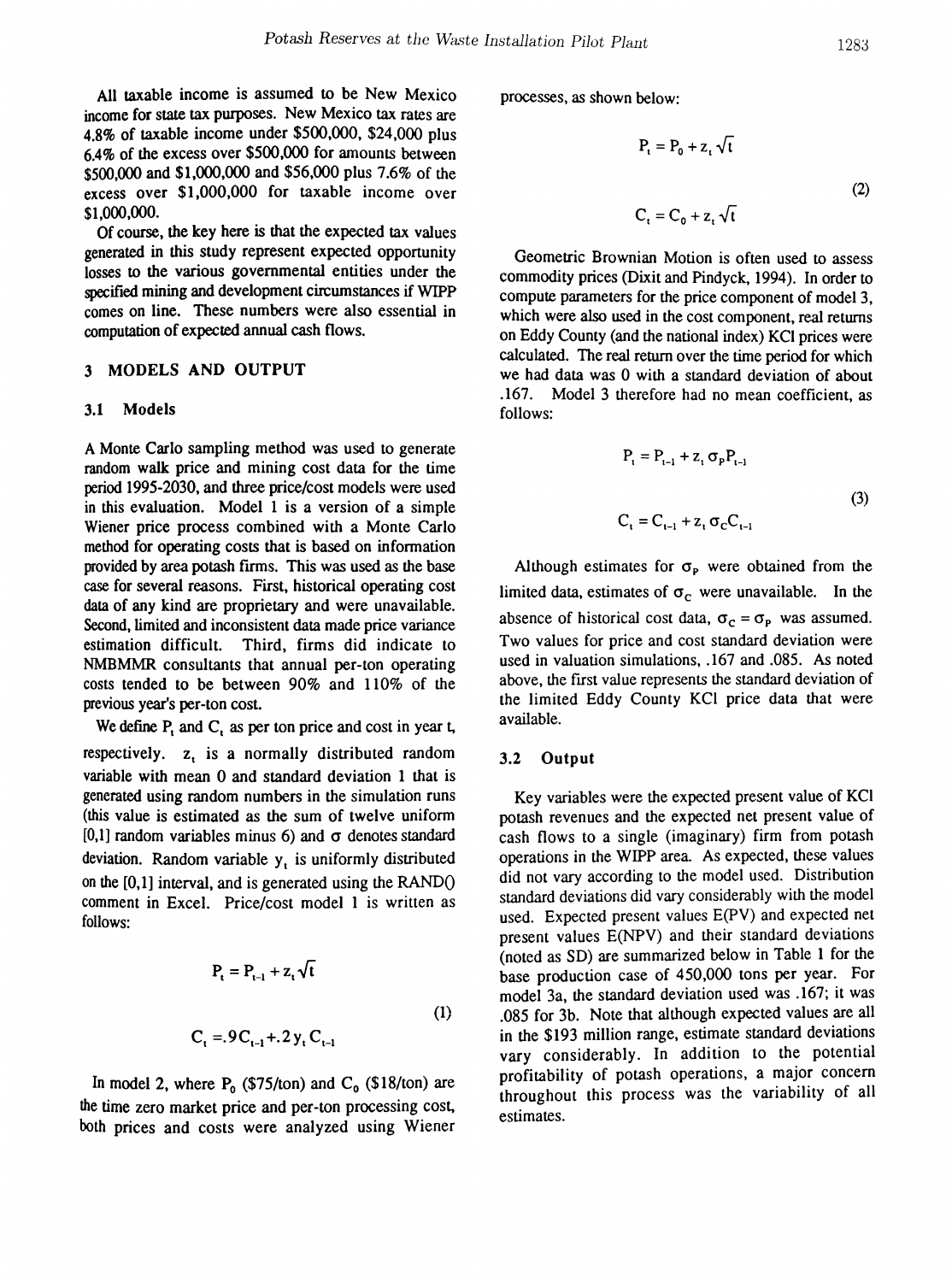All taxable income is assumed to be New Mexico income for state tax purposes. New Mexico tax rates are 4.8% of taxable income under \$500,000, \$24,000 plus 6.4% of the excess over \$500,000 for amounts between \$500,000 and \$1,000,000 and \$56,000 plus 7.6% of the excess over \$1,000,000 for taxable income over \$1,000,000.

Of course, the key here is that the expected tax values generated in this study represent expected opportunity losses to the various governmental entities under the specified mining and development circumstances if WIPP comes on line. These numbers were also essential in computation of expected annual cash flows.

## 3 MODELS AND OUTPUT

### 3.1 Models

A Monte Carlo sampling method was used to generate random walk price and mining cost data for the time period 1995-2030, and three price/cost models were used in this evaluation. Model 1 is a version of a simple Wiener price process combined with a Monte Carlo method for operating costs that is based on information provided by area potash firms. This was used as the base case for several reasons. First, historical operating cost data of any kind are proprietary and were unavailable. Second, limited and inconsistent data made price variance estimation difficult. Third, firms did indicate to NMBMMR consultants that annual per-ton operating costs tended to be between 90% and 110% of the previous year's per-ton cost.

We define $P_t$ and $C_t$ as per ton price and cost in year t, respectively. $z_t$ is a normally distributed random variable with mean 0 and standard deviation 1 that is generated using random numbers in the simulation runs (this value is estimated as the sum of twelve uniform [0,1] random variables minus 6) and $\sigma$ denotes standard deviation. Random variable $y_t$ is uniformly distributed on the [0,1] interval, and is generated using the RAND() comment in Excel. Price/cost model 1 is written as follows:

$$P_t = P_{t-1} + z_t \sqrt{t}$$

$$C_t = .9C_{t-1} + .2\, y_t C_{t-1} \tag{1}$$

In model 2, where $P_0$ (\$75/ton) and $C_0$ (\$18/ton) are the time zero market price and per-ton processing cost, both prices and costs were analyzed using Wiener processes, as shown below:

$$P_t = P_0 + z_t \sqrt{t}$$

$$C_t = C_0 + z_t \sqrt{t} \tag{2}$$

Geometric Brownian Motion is often used to assess commodity prices (Dixit and Pindyck, 1994). In order to compute parameters for the price component of model 3, which were also used in the cost component, real returns on Eddy County (and the national index) KCl prices were calculated. The real return over the time period for which we had data was 0 with a standard deviation of about .167. Model 3 therefore had no mean coefficient, as follows:

$$P_t = P_{t-1} + z_t \sigma_P P_{t-1}$$

$$C_t = C_{t-1} + z_t \sigma_C C_{t-1} \tag{3}$$

Although estimates for $\sigma_P$ were obtained from the limited data, estimates of $\sigma_C$ were unavailable. In the absence of historical cost data, $\sigma_C = \sigma_P$ was assumed. Two values for price and cost standard deviation were used in valuation simulations, .167 and .085. As noted above, the first value represents the standard deviation of the limited Eddy County KCl price data that were available.

### 3.2 Output

Key variables were the expected present value of KCl potash revenues and the expected net present value of cash flows to a single (imaginary) firm from potash operations in the WIPP area. As expected, these values did not vary according to the model used. Distribution standard deviations did vary considerably with the model used. Expected present values E(PV) and expected net present values E(NPV) and their standard deviations (noted as SD) are summarized below in Table 1 for the base production case of 450,000 tons per year. For model 3a, the standard deviation used was .167; it was .085 for 3b. Note that although expected values are all in the \$193 million range, estimate standard deviations vary considerably. In addition to the potential profitability of potash operations, a major concern throughout this process was the variability of all estimates.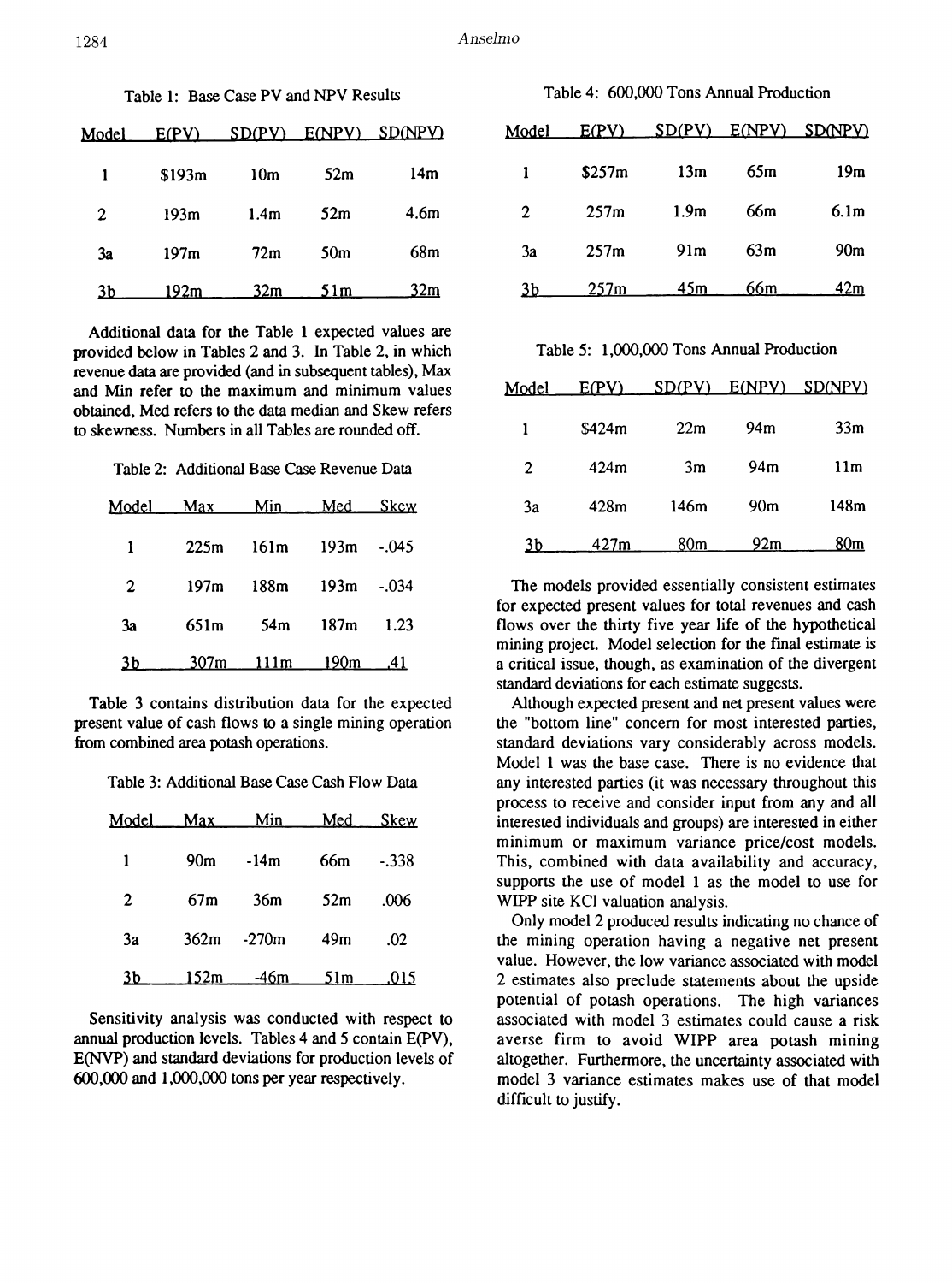Table 1: Base Case PV and NPV Results

| Model | E(PV) | SD(PV) | E(NPV) | SD(NPV) |
|---|---|---|---|---|
| 1 | $193m | 10m | 52m | 14m |
| 2 | 193m | 1.4m | 52m | 4.6m |
| 3a | 197m | 72m | 50m | 68m |
| 3b | 192m | 32m | 51m | 32m |

Additional data for the Table 1 expected values are provided below in Tables 2 and 3. In Table 2, in which revenue data are provided (and in subsequent tables), Max and Min refer to the maximum and minimum values obtained, Med refers to the data median and Skew refers to skewness. Numbers in all Tables are rounded off.

Table 2: Additional Base Case Revenue Data

| Model | Max | Min | Med | Skew |
|---|---|---|---|---|
| 1 | 225m | 161m | 193m | -.045 |
| 2 | 197m | 188m | 193m | -.034 |
| 3a | 651m | 54m | 187m | 1.23 |
| 3b | 307m | 111m | 190m | .41 |

Table 3 contains distribution data for the expected present value of cash flows to a single mining operation from combined area potash operations.

Table 3: Additional Base Case Cash Flow Data

| Model | Max | Min | Med | Skew |
|---|---|---|---|---|
| 1 | 90m | -14m | 66m | -.338 |
| 2 | 67m | 36m | 52m | .006 |
| 3a | 362m | -270m | 49m | .02 |
| 3b | 152m | -46m | 51m | .015 |

Sensitivity analysis was conducted with respect to annual production levels. Tables 4 and 5 contain E(PV), E(NVP) and standard deviations for production levels of 600,000 and 1,000,000 tons per year respectively.

Table 4: 600,000 Tons Annual Production

| Model | E(PV) | SD(PV) | E(NPV) | SD(NPV) |
|---|---|---|---|---|
| 1 | $257m | 13m | 65m | 19m |
| 2 | 257m | 1.9m | 66m | 6.1m |
| 3a | 257m | 91m | 63m | 90m |
| 3b | 257m | 45m | 66m | 42m |

Table 5: 1,000,000 Tons Annual Production

| Model | E(PV) | SD(PV) | E(NPV) | SD(NPV) |
|---|---|---|---|---|
| 1 | $424m | 22m | 94m | 33m |
| 2 | 424m | 3m | 94m | 11m |
| 3a | 428m | 146m | 90m | 148m |
| 3b | 427m | 80m | 92m | 80m |

The models provided essentially consistent estimates for expected present values for total revenues and cash flows over the thirty five year life of the hypothetical mining project. Model selection for the final estimate is a critical issue, though, as examination of the divergent standard deviations for each estimate suggests.

Although expected present and net present values were the "bottom line" concern for most interested parties, standard deviations vary considerably across models. Model 1 was the base case. There is no evidence that any interested parties (it was necessary throughout this process to receive and consider input from any and all interested individuals and groups) are interested in either minimum or maximum variance price/cost models. This, combined with data availability and accuracy, supports the use of model 1 as the model to use for WIPP site KCl valuation analysis.

Only model 2 produced results indicating no chance of the mining operation having a negative net present value. However, the low variance associated with model 2 estimates also preclude statements about the upside potential of potash operations. The high variances associated with model 3 estimates could cause a risk averse firm to avoid WIPP area potash mining altogether. Furthermore, the uncertainty associated with model 3 variance estimates makes use of that model difficult to justify.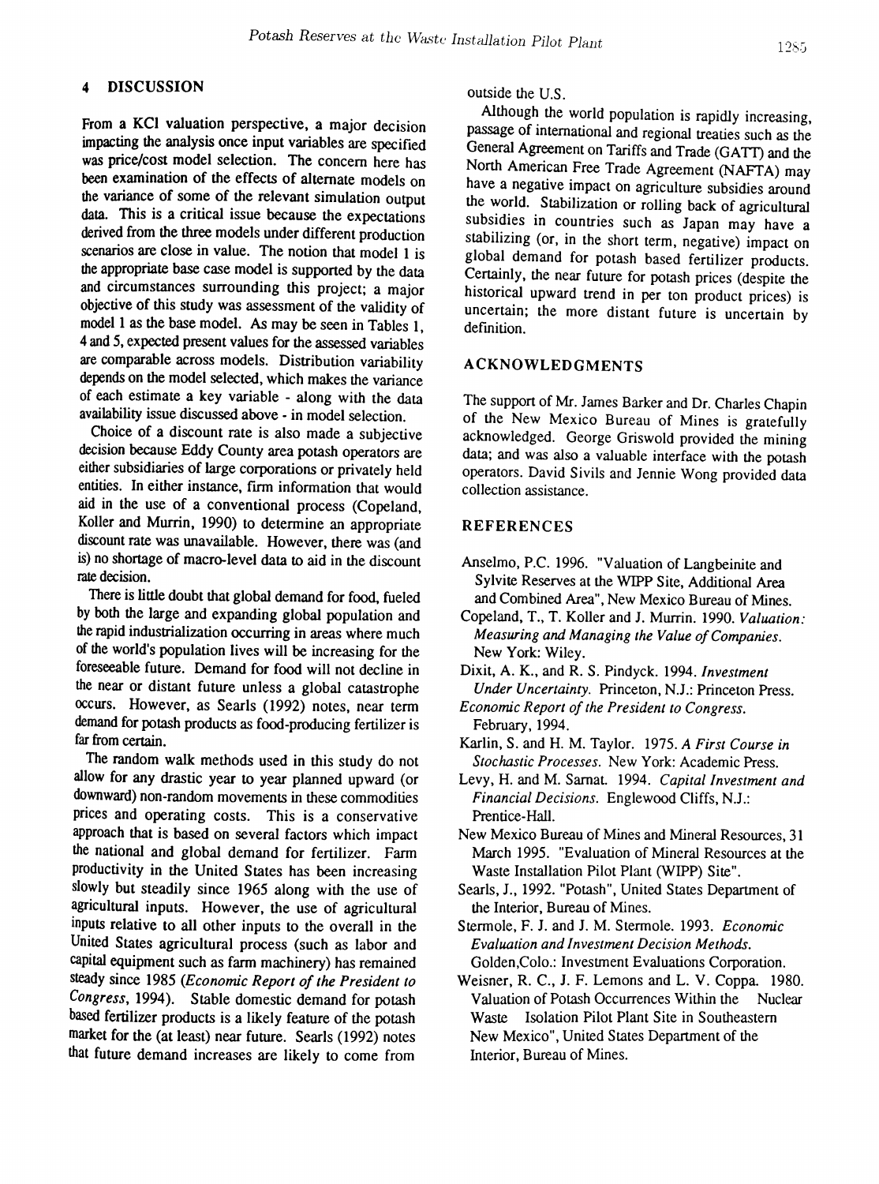## 4 DISCUSSION

From a KCl valuation perspective, a major decision impacting the analysis once input variables are specified was price/cost model selection. The concern here has been examination of the effects of alternate models on the variance of some of the relevant simulation output data. This is a critical issue because the expectations derived from the three models under different production scenarios are close in value. The notion that model 1 is the appropriate base case model is supported by the data and circumstances surrounding this project; a major objective of this study was assessment of the validity of model 1 as the base model. As may be seen in Tables 1, 4 and 5, expected present values for the assessed variables are comparable across models. Distribution variability depends on the model selected, which makes the variance of each estimate a key variable - along with the data availability issue discussed above - in model selection.

Choice of a discount rate is also made a subjective decision because Eddy County area potash operators are either subsidiaries of large corporations or privately held entities. In either instance, firm information that would aid in the use of a conventional process (Copeland, Koller and Murrin, 1990) to determine an appropriate discount rate was unavailable. However, there was (and is) no shortage of macro-level data to aid in the discount rate decision.

There is little doubt that global demand for food, fueled by both the large and expanding global population and the rapid industrialization occurring in areas where much of the world's population lives will be increasing for the foreseeable future. Demand for food will not decline in the near or distant future unless a global catastrophe occurs. However, as Searls (1992) notes, near term demand for potash products as food-producing fertilizer is far from certain.

The random walk methods used in this study do not allow for any drastic year to year planned upward (or downward) non-random movements in these commodities prices and operating costs. This is a conservative approach that is based on several factors which impact the national and global demand for fertilizer. Farm productivity in the United States has been increasing slowly but steadily since 1965 along with the use of agricultural inputs. However, the use of agricultural inputs relative to all other inputs to the overall in the United States agricultural process (such as labor and capital equipment such as farm machinery) has remained steady since 1985 (*Economic Report of the President to Congress*, 1994). Stable domestic demand for potash based fertilizer products is a likely feature of the potash market for the (at least) near future. Searls (1992) notes that future demand increases are likely to come from outside the U.S.

Although the world population is rapidly increasing, passage of international and regional treaties such as the General Agreement on Tariffs and Trade (GATT) and the North American Free Trade Agreement (NAFTA) may have a negative impact on agriculture subsidies around the world. Stabilization or rolling back of agricultural subsidies in countries such as Japan may have a stabilizing (or, in the short term, negative) impact on global demand for potash based fertilizer products. Certainly, the near future for potash prices (despite the historical upward trend in per ton product prices) is uncertain; the more distant future is uncertain by definition.

## ACKNOWLEDGMENTS

The support of Mr. James Barker and Dr. Charles Chapin of the New Mexico Bureau of Mines is gratefully acknowledged. George Griswold provided the mining data; and was also a valuable interface with the potash operators. David Sivils and Jennie Wong provided data collection assistance.

## REFERENCES

Anselmo, P.C. 1996. "Valuation of Langbeinite and Sylvite Reserves at the WIPP Site, Additional Area and Combined Area", New Mexico Bureau of Mines.

Copeland, T., T. Koller and J. Murrin. 1990. *Valuation: Measuring and Managing the Value of Companies.* New York: Wiley.

Dixit, A. K., and R. S. Pindyck. 1994. *Investment Under Uncertainty.* Princeton, N.J.: Princeton Press.

*Economic Report of the President to Congress.* February, 1994.

Karlin, S. and H. M. Taylor. 1975. *A First Course in Stochastic Processes.* New York: Academic Press.

Levy, H. and M. Sarnat. 1994. *Capital Investment and Financial Decisions.* Englewood Cliffs, N.J.: Prentice-Hall.

New Mexico Bureau of Mines and Mineral Resources, 31 March 1995. "Evaluation of Mineral Resources at the Waste Installation Pilot Plant (WIPP) Site".

Searls, J., 1992. "Potash", United States Department of the Interior, Bureau of Mines.

Stermole, F. J. and J. M. Stermole. 1993. *Economic Evaluation and Investment Decision Methods.* Golden,Colo.: Investment Evaluations Corporation.

Weisner, R. C., J. F. Lemons and L. V. Coppa. 1980. Valuation of Potash Occurrences Within the Nuclear Waste Isolation Pilot Plant Site in Southeastern New Mexico", United States Department of the Interior, Bureau of Mines.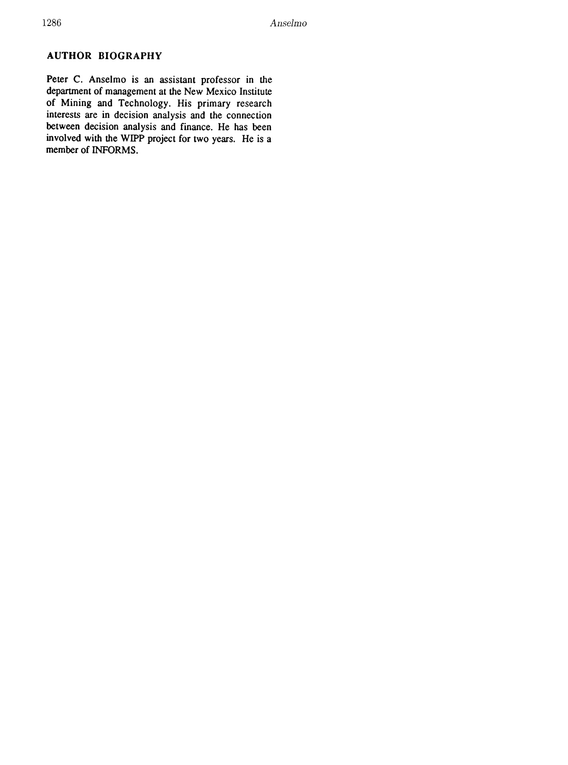## AUTHOR BIOGRAPHY

Peter C. Anselmo is an assistant professor in the department of management at the New Mexico Institute of Mining and Technology. His primary research interests are in decision analysis and the connection between decision analysis and finance. He has been involved with the WIPP project for two years. He is a member of INFORMS.